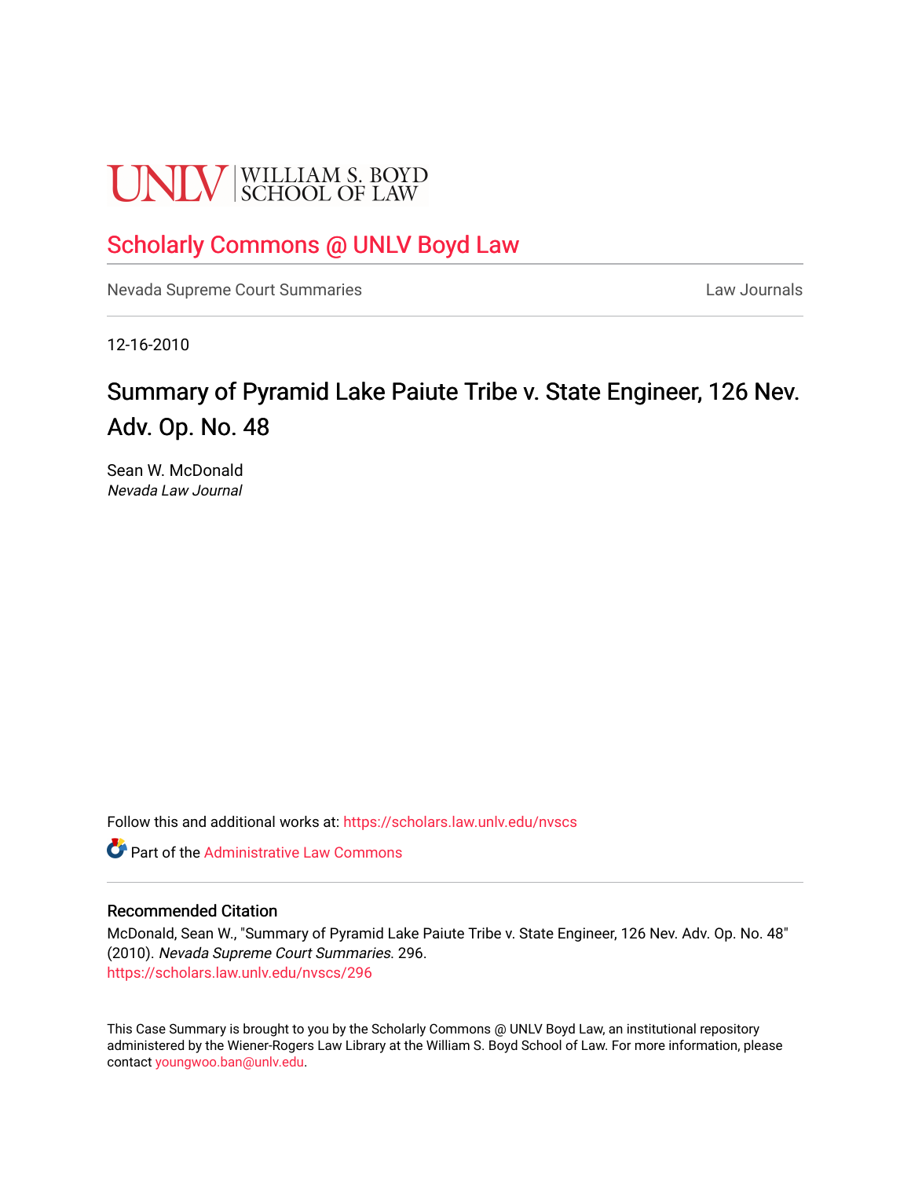UNLV | WILLIAM S. BOYD SCHOOL OF LAW

# Scholarly Commons @ UNLV Boyd Law

Nevada Supreme Court Summaries — Law Journals

12-16-2010

## Summary of Pyramid Lake Paiute Tribe v. State Engineer, 126 Nev. Adv. Op. No. 48

Sean W. McDonald
*Nevada Law Journal*

Follow this and additional works at: https://scholars.law.unlv.edu/nvscs

Part of the Administrative Law Commons

### Recommended Citation

McDonald, Sean W., "Summary of Pyramid Lake Paiute Tribe v. State Engineer, 126 Nev. Adv. Op. No. 48" (2010). *Nevada Supreme Court Summaries*. 296.
https://scholars.law.unlv.edu/nvscs/296

This Case Summary is brought to you by the Scholarly Commons @ UNLV Boyd Law, an institutional repository administered by the Wiener-Rogers Law Library at the William S. Boyd School of Law. For more information, please contact youngwoo.ban@unlv.edu.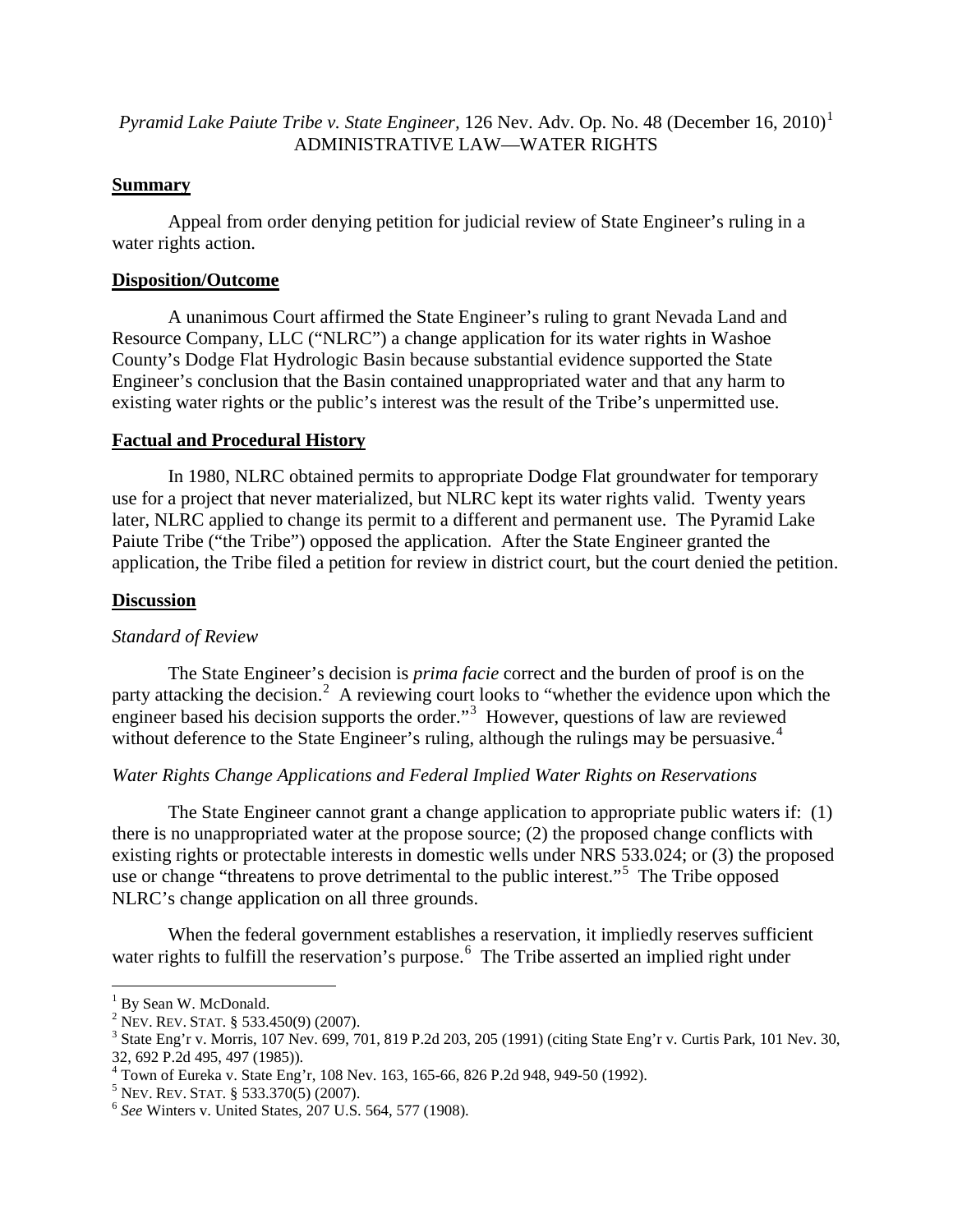*Pyramid Lake Paiute Tribe v. State Engineer*, 126 Nev. Adv. Op. No. 48 (December 16, 2010)[1]
ADMINISTRATIVE LAW—WATER RIGHTS

## Summary

Appeal from order denying petition for judicial review of State Engineer's ruling in a water rights action.

## Disposition/Outcome

A unanimous Court affirmed the State Engineer's ruling to grant Nevada Land and Resource Company, LLC ("NLRC") a change application for its water rights in Washoe County's Dodge Flat Hydrologic Basin because substantial evidence supported the State Engineer's conclusion that the Basin contained unappropriated water and that any harm to existing water rights or the public's interest was the result of the Tribe's unpermitted use.

## Factual and Procedural History

In 1980, NLRC obtained permits to appropriate Dodge Flat groundwater for temporary use for a project that never materialized, but NLRC kept its water rights valid. Twenty years later, NLRC applied to change its permit to a different and permanent use. The Pyramid Lake Paiute Tribe ("the Tribe") opposed the application. After the State Engineer granted the application, the Tribe filed a petition for review in district court, but the court denied the petition.

## Discussion

### *Standard of Review*

The State Engineer's decision is *prima facie* correct and the burden of proof is on the party attacking the decision.[2] A reviewing court looks to "whether the evidence upon which the engineer based his decision supports the order."[3] However, questions of law are reviewed without deference to the State Engineer's ruling, although the rulings may be persuasive.[4]

### *Water Rights Change Applications and Federal Implied Water Rights on Reservations*

The State Engineer cannot grant a change application to appropriate public waters if: (1) there is no unappropriated water at the propose source; (2) the proposed change conflicts with existing rights or protectable interests in domestic wells under NRS 533.024; or (3) the proposed use or change "threatens to prove detrimental to the public interest."[5] The Tribe opposed NLRC's change application on all three grounds.

When the federal government establishes a reservation, it impliedly reserves sufficient water rights to fulfill the reservation's purpose.[6] The Tribe asserted an implied right under

---

[1] By Sean W. McDonald.

[2] NEV. REV. STAT. § 533.450(9) (2007).

[3] State Eng'r v. Morris, 107 Nev. 699, 701, 819 P.2d 203, 205 (1991) (citing State Eng'r v. Curtis Park, 101 Nev. 30, 32, 692 P.2d 495, 497 (1985)).

[4] Town of Eureka v. State Eng'r, 108 Nev. 163, 165-66, 826 P.2d 948, 949-50 (1992).

[5] NEV. REV. STAT. § 533.370(5) (2007).

[6] *See* Winters v. United States, 207 U.S. 564, 577 (1908).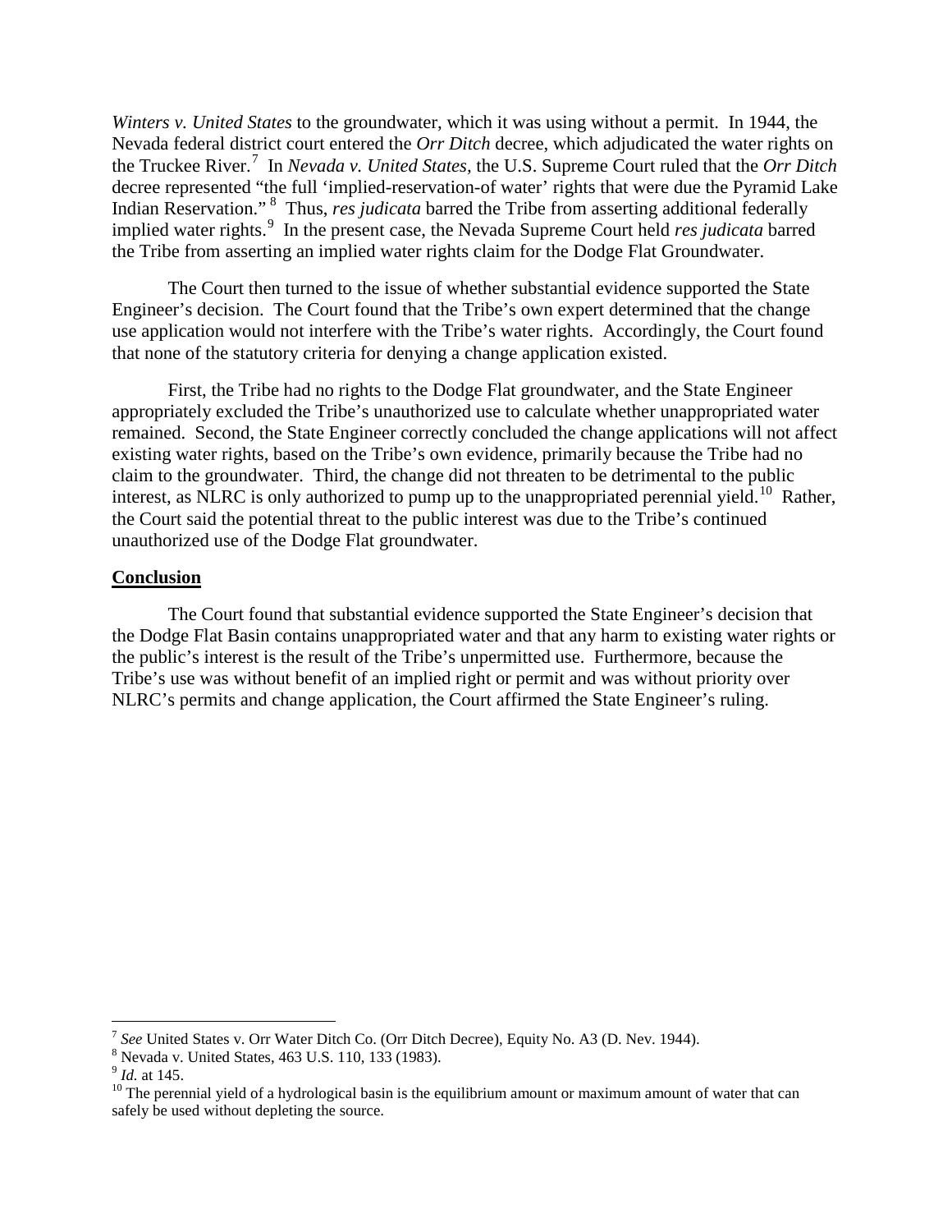*Winters v. United States* to the groundwater, which it was using without a permit. In 1944, the Nevada federal district court entered the *Orr Ditch* decree, which adjudicated the water rights on the Truckee River.[7] In *Nevada v. United States*, the U.S. Supreme Court ruled that the *Orr Ditch* decree represented "the full 'implied-reservation-of water' rights that were due the Pyramid Lake Indian Reservation."[8] Thus, *res judicata* barred the Tribe from asserting additional federally implied water rights.[9] In the present case, the Nevada Supreme Court held *res judicata* barred the Tribe from asserting an implied water rights claim for the Dodge Flat Groundwater.

The Court then turned to the issue of whether substantial evidence supported the State Engineer's decision. The Court found that the Tribe's own expert determined that the change use application would not interfere with the Tribe's water rights. Accordingly, the Court found that none of the statutory criteria for denying a change application existed.

First, the Tribe had no rights to the Dodge Flat groundwater, and the State Engineer appropriately excluded the Tribe's unauthorized use to calculate whether unappropriated water remained. Second, the State Engineer correctly concluded the change applications will not affect existing water rights, based on the Tribe's own evidence, primarily because the Tribe had no claim to the groundwater. Third, the change did not threaten to be detrimental to the public interest, as NLRC is only authorized to pump up to the unappropriated perennial yield.[10] Rather, the Court said the potential threat to the public interest was due to the Tribe's continued unauthorized use of the Dodge Flat groundwater.

## Conclusion

The Court found that substantial evidence supported the State Engineer's decision that the Dodge Flat Basin contains unappropriated water and that any harm to existing water rights or the public's interest is the result of the Tribe's unpermitted use. Furthermore, because the Tribe's use was without benefit of an implied right or permit and was without priority over NLRC's permits and change application, the Court affirmed the State Engineer's ruling.

---

[7] *See* United States v. Orr Water Ditch Co. (Orr Ditch Decree), Equity No. A3 (D. Nev. 1944).

[8] Nevada v. United States, 463 U.S. 110, 133 (1983).

[9] *Id.* at 145.

[10] The perennial yield of a hydrological basin is the equilibrium amount or maximum amount of water that can safely be used without depleting the source.